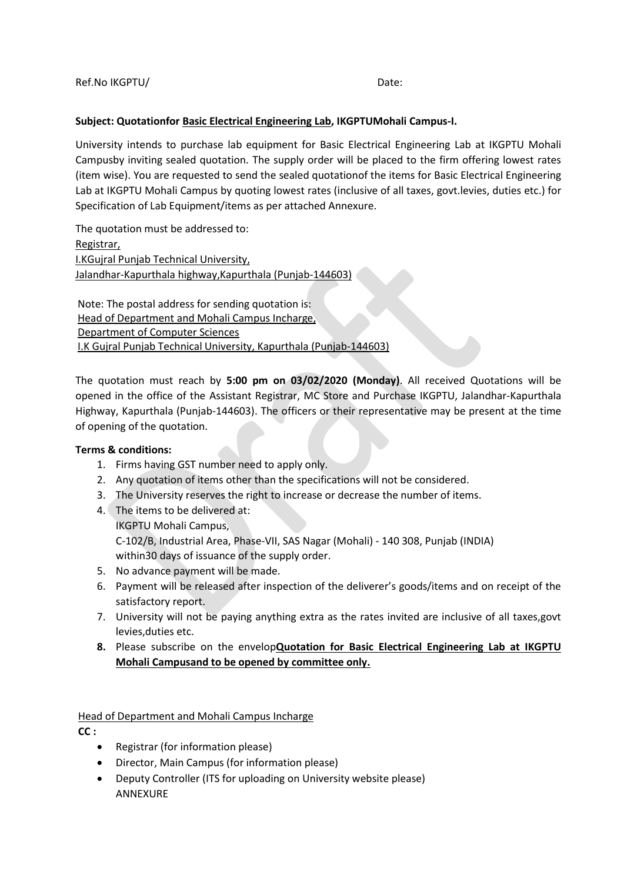Ref.No IKGPTU/ Date:

**Subject: Quotationfor Basic Electrical Engineering Lab, IKGPTUMohali Campus-I.**

University intends to purchase lab equipment for Basic Electrical Engineering Lab at IKGPTU Mohali Campusby inviting sealed quotation. The supply order will be placed to the firm offering lowest rates (item wise). You are requested to send the sealed quotationof the items for Basic Electrical Engineering Lab at IKGPTU Mohali Campus by quoting lowest rates (inclusive of all taxes, govt.levies, duties etc.) for Specification of Lab Equipment/items as per attached Annexure.

The quotation must be addressed to:
Registrar,
I.KGujral Punjab Technical University,
Jalandhar-Kapurthala highway,Kapurthala (Punjab-144603)

Note: The postal address for sending quotation is:
Head of Department and Mohali Campus Incharge,
Department of Computer Sciences
I.K Gujral Punjab Technical University, Kapurthala (Punjab-144603)

The quotation must reach by **5:00 pm on 03/02/2020 (Monday)**. All received Quotations will be opened in the office of the Assistant Registrar, MC Store and Purchase IKGPTU, Jalandhar-Kapurthala Highway, Kapurthala (Punjab-144603). The officers or their representative may be present at the time of opening of the quotation.

**Terms & conditions:**

1. Firms having GST number need to apply only.
2. Any quotation of items other than the specifications will not be considered.
3. The University reserves the right to increase or decrease the number of items.
4. The items to be delivered at:
   IKGPTU Mohali Campus,
   C-102/B, Industrial Area, Phase-VII, SAS Nagar (Mohali) - 140 308, Punjab (INDIA)
   within30 days of issuance of the supply order.
5. No advance payment will be made.
6. Payment will be released after inspection of the deliverer's goods/items and on receipt of the satisfactory report.
7. University will not be paying anything extra as the rates invited are inclusive of all taxes,govt levies,duties etc.
8. Please subscribe on the envelop**Quotation for Basic Electrical Engineering Lab at IKGPTU Mohali Campusand to be opened by committee only.**

Head of Department and Mohali Campus Incharge

**CC :**

- Registrar (for information please)
- Director, Main Campus (for information please)
- Deputy Controller (ITS for uploading on University website please)

ANNEXURE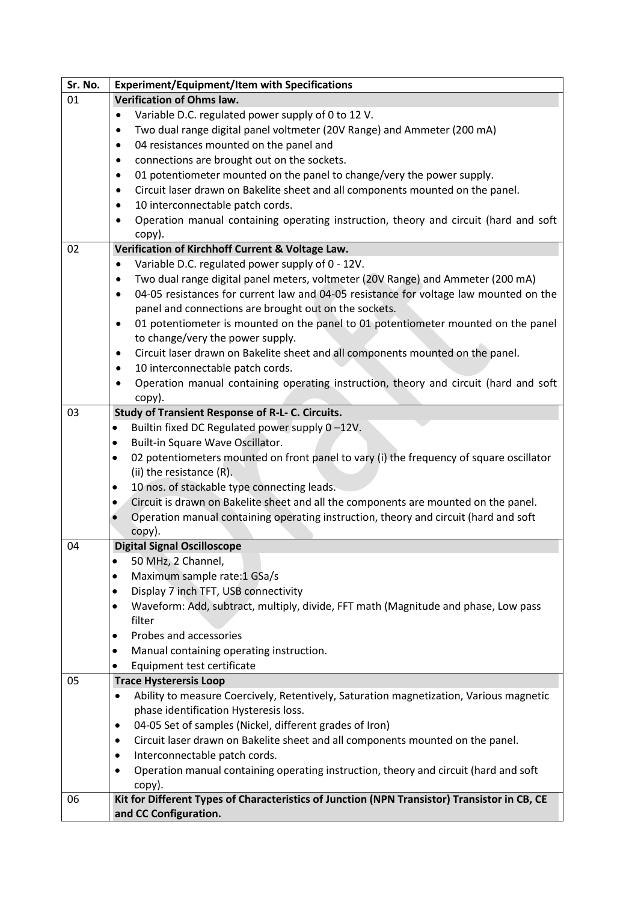| Sr. No. | Experiment/Equipment/Item with Specifications |
|---|---|
| 01 | **Verification of Ohms law.**<br>• Variable D.C. regulated power supply of 0 to 12 V.<br>• Two dual range digital panel voltmeter (20V Range) and Ammeter (200 mA)<br>• 04 resistances mounted on the panel and<br>• connections are brought out on the sockets.<br>• 01 potentiometer mounted on the panel to change/very the power supply.<br>• Circuit laser drawn on Bakelite sheet and all components mounted on the panel.<br>• 10 interconnectable patch cords.<br>• Operation manual containing operating instruction, theory and circuit (hard and soft copy). |
| 02 | **Verification of Kirchhoff Current & Voltage Law.**<br>• Variable D.C. regulated power supply of 0 - 12V.<br>• Two dual range digital panel meters, voltmeter (20V Range) and Ammeter (200 mA)<br>• 04-05 resistances for current law and 04-05 resistance for voltage law mounted on the panel and connections are brought out on the sockets.<br>• 01 potentiometer is mounted on the panel to 01 potentiometer mounted on the panel to change/very the power supply.<br>• Circuit laser drawn on Bakelite sheet and all components mounted on the panel.<br>• 10 interconnectable patch cords.<br>• Operation manual containing operating instruction, theory and circuit (hard and soft copy). |
| 03 | **Study of Transient Response of R-L- C. Circuits.**<br>• Builtin fixed DC Regulated power supply 0 –12V.<br>• Built-in Square Wave Oscillator.<br>• 02 potentiometers mounted on front panel to vary (i) the frequency of square oscillator (ii) the resistance (R).<br>• 10 nos. of stackable type connecting leads.<br>• Circuit is drawn on Bakelite sheet and all the components are mounted on the panel.<br>• Operation manual containing operating instruction, theory and circuit (hard and soft copy). |
| 04 | **Digital Signal Oscilloscope**<br>• 50 MHz, 2 Channel,<br>• Maximum sample rate:1 GSa/s<br>• Display 7 inch TFT, USB connectivity<br>• Waveform: Add, subtract, multiply, divide, FFT math (Magnitude and phase, Low pass filter<br>• Probes and accessories<br>• Manual containing operating instruction.<br>• Equipment test certificate |
| 05 | **Trace Hysterersis Loop**<br>• Ability to measure Coercively, Retentively, Saturation magnetization, Various magnetic phase identification Hysteresis loss.<br>• 04-05 Set of samples (Nickel, different grades of Iron)<br>• Circuit laser drawn on Bakelite sheet and all components mounted on the panel.<br>• Interconnectable patch cords.<br>• Operation manual containing operating instruction, theory and circuit (hard and soft copy). |
| 06 | **Kit for Different Types of Characteristics of Junction (NPN Transistor) Transistor in CB, CE and CC Configuration.** |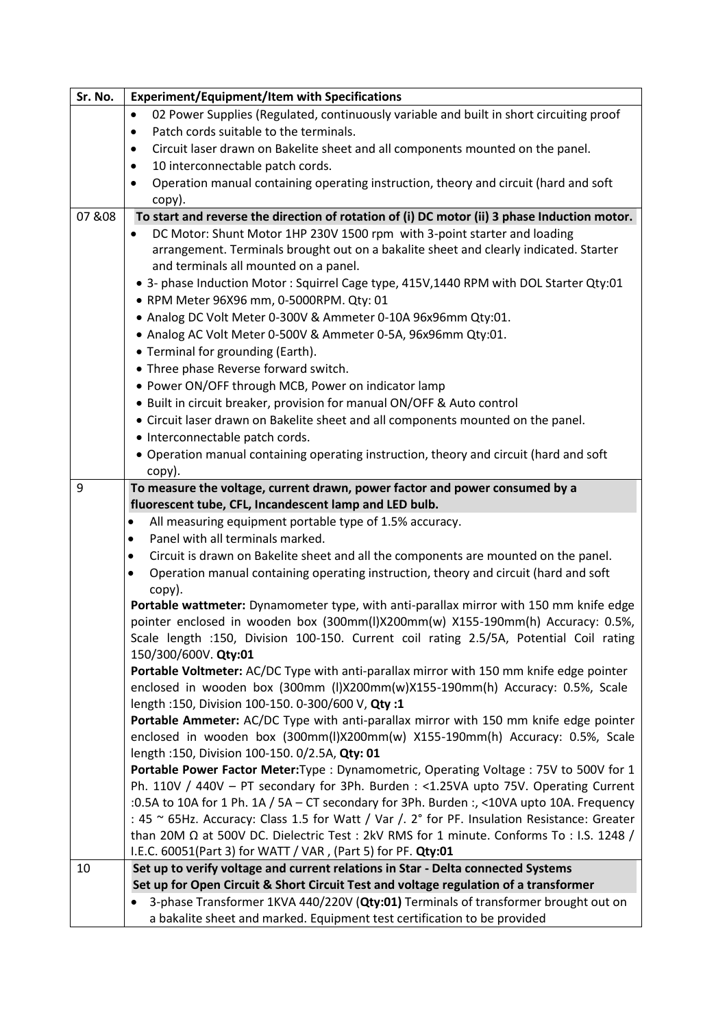| Sr. No. | Experiment/Equipment/Item with Specifications |
|---|---|
| | • 02 Power Supplies (Regulated, continuously variable and built in short circuiting proof<br>• Patch cords suitable to the terminals.<br>• Circuit laser drawn on Bakelite sheet and all components mounted on the panel.<br>• 10 interconnectable patch cords.<br>• Operation manual containing operating instruction, theory and circuit (hard and soft copy). |
| 07 &08 | **To start and reverse the direction of rotation of (i) DC motor (ii) 3 phase Induction motor.**<br>• DC Motor: Shunt Motor 1HP 230V 1500 rpm with 3-point starter and loading arrangement. Terminals brought out on a bakalite sheet and clearly indicated. Starter and terminals all mounted on a panel.<br>• 3- phase Induction Motor : Squirrel Cage type, 415V,1440 RPM with DOL Starter Qty:01<br>• RPM Meter 96X96 mm, 0-5000RPM. Qty: 01<br>• Analog DC Volt Meter 0-300V & Ammeter 0-10A 96x96mm Qty:01.<br>• Analog AC Volt Meter 0-500V & Ammeter 0-5A, 96x96mm Qty:01.<br>• Terminal for grounding (Earth).<br>• Three phase Reverse forward switch.<br>• Power ON/OFF through MCB, Power on indicator lamp<br>• Built in circuit breaker, provision for manual ON/OFF & Auto control<br>• Circuit laser drawn on Bakelite sheet and all components mounted on the panel.<br>• Interconnectable patch cords.<br>• Operation manual containing operating instruction, theory and circuit (hard and soft copy). |
| 9 | **To measure the voltage, current drawn, power factor and power consumed by a fluorescent tube, CFL, Incandescent lamp and LED bulb.**<br>• All measuring equipment portable type of 1.5% accuracy.<br>• Panel with all terminals marked.<br>• Circuit is drawn on Bakelite sheet and all the components are mounted on the panel.<br>• Operation manual containing operating instruction, theory and circuit (hard and soft copy).<br>**Portable wattmeter:** Dynamometer type, with anti-parallax mirror with 150 mm knife edge pointer enclosed in wooden box (300mm(l)X200mm(w) X155-190mm(h) Accuracy: 0.5%, Scale length :150, Division 100-150. Current coil rating 2.5/5A, Potential Coil rating 150/300/600V. **Qty:01**<br>**Portable Voltmeter:** AC/DC Type with anti-parallax mirror with 150 mm knife edge pointer enclosed in wooden box (300mm (l)X200mm(w)X155-190mm(h) Accuracy: 0.5%, Scale length :150, Division 100-150. 0-300/600 V, **Qty :1**<br>**Portable Ammeter:** AC/DC Type with anti-parallax mirror with 150 mm knife edge pointer enclosed in wooden box (300mm(l)X200mm(w) X155-190mm(h) Accuracy: 0.5%, Scale length :150, Division 100-150. 0/2.5A, **Qty: 01**<br>**Portable Power Factor Meter:**Type : Dynamometric, Operating Voltage : 75V to 500V for 1 Ph. 110V / 440V – PT secondary for 3Ph. Burden : <1.25VA upto 75V. Operating Current :0.5A to 10A for 1 Ph. 1A / 5A – CT secondary for 3Ph. Burden :, <10VA upto 10A. Frequency : 45 ~ 65Hz. Accuracy: Class 1.5 for Watt / Var /. 2° for PF. Insulation Resistance: Greater than 20M Ω at 500V DC. Dielectric Test : 2kV RMS for 1 minute. Conforms To : I.S. 1248 / I.E.C. 60051(Part 3) for WATT / VAR , (Part 5) for PF. **Qty:01** |
| 10 | **Set up to verify voltage and current relations in Star - Delta connected Systems**<br>**Set up for Open Circuit & Short Circuit Test and voltage regulation of a transformer**<br>• 3-phase Transformer 1KVA 440/220V (**Qty:01)** Terminals of transformer brought out on a bakalite sheet and marked. Equipment test certification to be provided |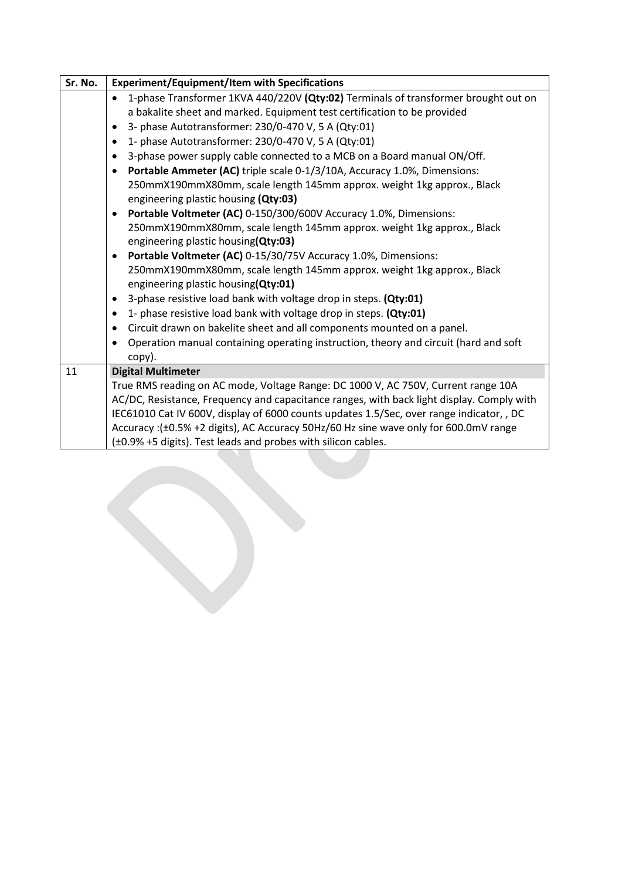| Sr. No. | Experiment/Equipment/Item with Specifications |
|---|---|
| | • 1-phase Transformer 1KVA 440/220V **(Qty:02)** Terminals of transformer brought out on a bakalite sheet and marked. Equipment test certification to be provided<br>• 3- phase Autotransformer: 230/0-470 V, 5 A (Qty:01)<br>• 1- phase Autotransformer: 230/0-470 V, 5 A (Qty:01)<br>• 3-phase power supply cable connected to a MCB on a Board manual ON/Off.<br>• **Portable Ammeter (AC)** triple scale 0-1/3/10A, Accuracy 1.0%, Dimensions: 250mmX190mmX80mm, scale length 145mm approx. weight 1kg approx., Black engineering plastic housing **(Qty:03)**<br>• **Portable Voltmeter (AC)** 0-150/300/600V Accuracy 1.0%, Dimensions: 250mmX190mmX80mm, scale length 145mm approx. weight 1kg approx., Black engineering plastic housing**(Qty:03)**<br>• **Portable Voltmeter (AC)** 0-15/30/75V Accuracy 1.0%, Dimensions: 250mmX190mmX80mm, scale length 145mm approx. weight 1kg approx., Black engineering plastic housing**(Qty:01)**<br>• 3-phase resistive load bank with voltage drop in steps. **(Qty:01)**<br>• 1- phase resistive load bank with voltage drop in steps. **(Qty:01)**<br>• Circuit drawn on bakelite sheet and all components mounted on a panel.<br>• Operation manual containing operating instruction, theory and circuit (hard and soft copy). |
| 11 | **Digital Multimeter**<br>True RMS reading on AC mode, Voltage Range: DC 1000 V, AC 750V, Current range 10A AC/DC, Resistance, Frequency and capacitance ranges, with back light display. Comply with IEC61010 Cat IV 600V, display of 6000 counts updates 1.5/Sec, over range indicator, , DC Accuracy :(±0.5% +2 digits), AC Accuracy 50Hz/60 Hz sine wave only for 600.0mV range (±0.9% +5 digits). Test leads and probes with silicon cables. |